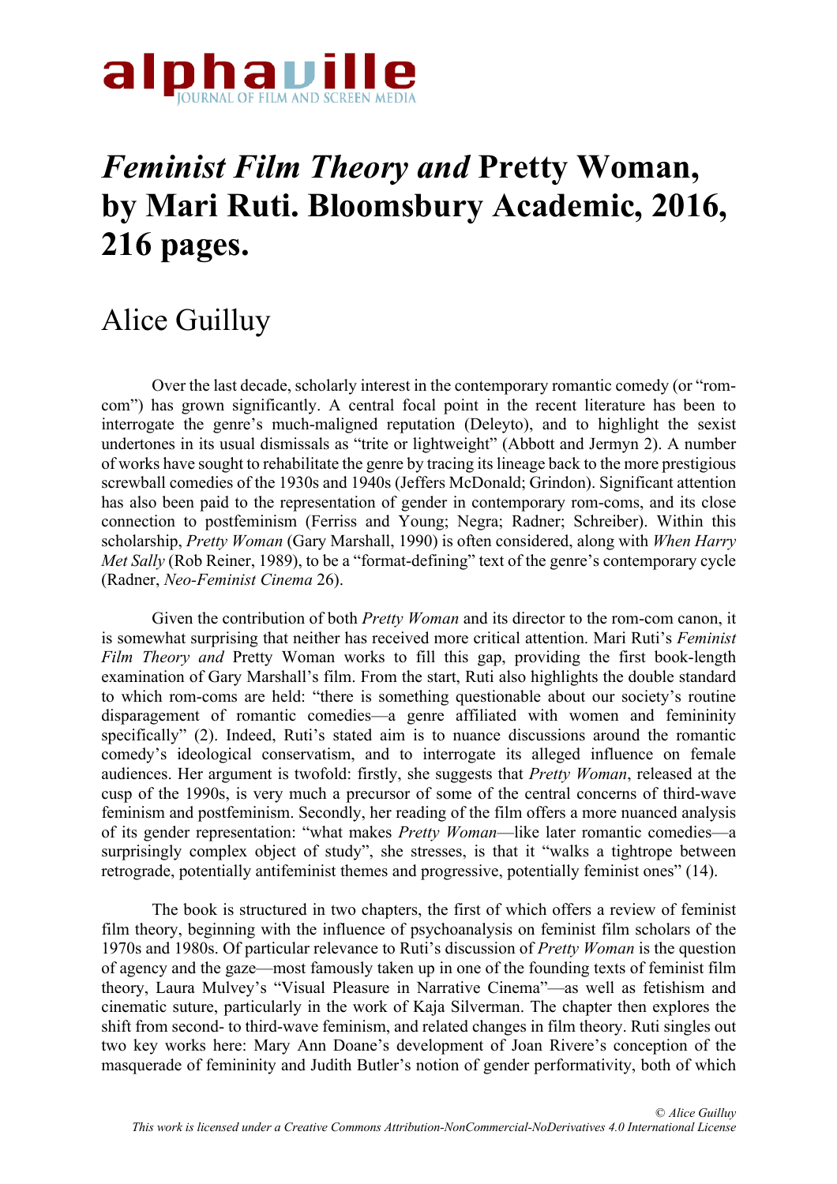# *Feminist Film Theory and* Pretty Woman, by Mari Ruti. Bloomsbury Academic, 2016, 216 pages.

## Alice Guilluy

Over the last decade, scholarly interest in the contemporary romantic comedy (or "rom-com") has grown significantly. A central focal point in the recent literature has been to interrogate the genre's much-maligned reputation (Deleyto), and to highlight the sexist undertones in its usual dismissals as "trite or lightweight" (Abbott and Jermyn 2). A number of works have sought to rehabilitate the genre by tracing its lineage back to the more prestigious screwball comedies of the 1930s and 1940s (Jeffers McDonald; Grindon). Significant attention has also been paid to the representation of gender in contemporary rom-coms, and its close connection to postfeminism (Ferriss and Young; Negra; Radner; Schreiber). Within this scholarship, *Pretty Woman* (Gary Marshall, 1990) is often considered, along with *When Harry Met Sally* (Rob Reiner, 1989), to be a "format-defining" text of the genre's contemporary cycle (Radner, *Neo-Feminist Cinema* 26).

Given the contribution of both *Pretty Woman* and its director to the rom-com canon, it is somewhat surprising that neither has received more critical attention. Mari Ruti's *Feminist Film Theory and* Pretty Woman works to fill this gap, providing the first book-length examination of Gary Marshall's film. From the start, Ruti also highlights the double standard to which rom-coms are held: "there is something questionable about our society's routine disparagement of romantic comedies—a genre affiliated with women and femininity specifically" (2). Indeed, Ruti's stated aim is to nuance discussions around the romantic comedy's ideological conservatism, and to interrogate its alleged influence on female audiences. Her argument is twofold: firstly, she suggests that *Pretty Woman*, released at the cusp of the 1990s, is very much a precursor of some of the central concerns of third-wave feminism and postfeminism. Secondly, her reading of the film offers a more nuanced analysis of its gender representation: "what makes *Pretty Woman*—like later romantic comedies—a surprisingly complex object of study", she stresses, is that it "walks a tightrope between retrograde, potentially antifeminist themes and progressive, potentially feminist ones" (14).

The book is structured in two chapters, the first of which offers a review of feminist film theory, beginning with the influence of psychoanalysis on feminist film scholars of the 1970s and 1980s. Of particular relevance to Ruti's discussion of *Pretty Woman* is the question of agency and the gaze—most famously taken up in one of the founding texts of feminist film theory, Laura Mulvey's "Visual Pleasure in Narrative Cinema"—as well as fetishism and cinematic suture, particularly in the work of Kaja Silverman. The chapter then explores the shift from second- to third-wave feminism, and related changes in film theory. Ruti singles out two key works here: Mary Ann Doane's development of Joan Rivere's conception of the masquerade of femininity and Judith Butler's notion of gender performativity, both of which

*© Alice Guilluy*
*This work is licensed under a Creative Commons Attribution-NonCommercial-NoDerivatives 4.0 International License*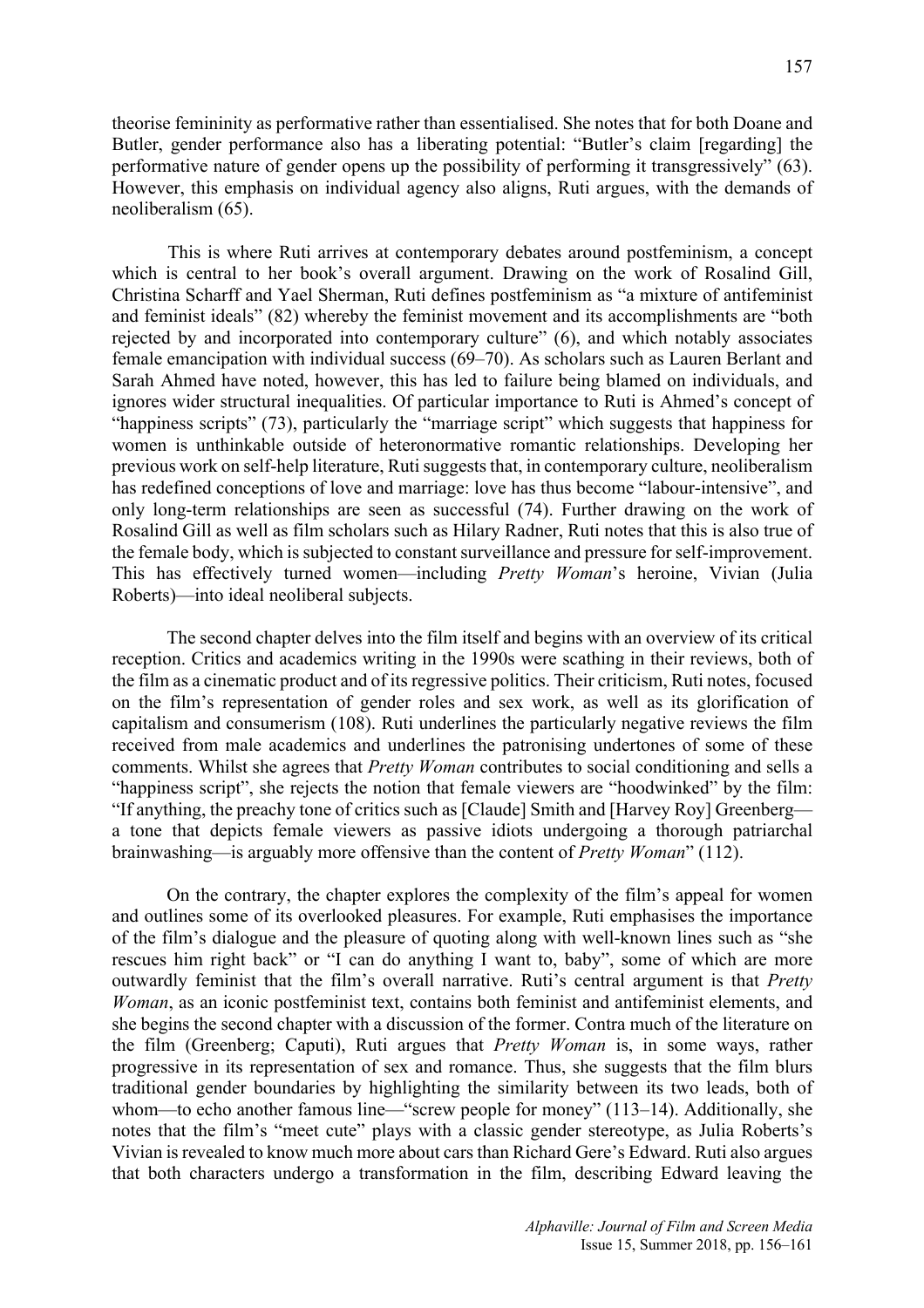theorise femininity as performative rather than essentialised. She notes that for both Doane and Butler, gender performance also has a liberating potential: "Butler's claim [regarding] the performative nature of gender opens up the possibility of performing it transgressively" (63). However, this emphasis on individual agency also aligns, Ruti argues, with the demands of neoliberalism (65).

This is where Ruti arrives at contemporary debates around postfeminism, a concept which is central to her book's overall argument. Drawing on the work of Rosalind Gill, Christina Scharff and Yael Sherman, Ruti defines postfeminism as "a mixture of antifeminist and feminist ideals" (82) whereby the feminist movement and its accomplishments are "both rejected by and incorporated into contemporary culture" (6), and which notably associates female emancipation with individual success (69–70). As scholars such as Lauren Berlant and Sarah Ahmed have noted, however, this has led to failure being blamed on individuals, and ignores wider structural inequalities. Of particular importance to Ruti is Ahmed's concept of "happiness scripts" (73), particularly the "marriage script" which suggests that happiness for women is unthinkable outside of heteronormative romantic relationships. Developing her previous work on self-help literature, Ruti suggests that, in contemporary culture, neoliberalism has redefined conceptions of love and marriage: love has thus become "labour-intensive", and only long-term relationships are seen as successful (74). Further drawing on the work of Rosalind Gill as well as film scholars such as Hilary Radner, Ruti notes that this is also true of the female body, which is subjected to constant surveillance and pressure for self-improvement. This has effectively turned women—including *Pretty Woman*'s heroine, Vivian (Julia Roberts)—into ideal neoliberal subjects.

The second chapter delves into the film itself and begins with an overview of its critical reception. Critics and academics writing in the 1990s were scathing in their reviews, both of the film as a cinematic product and of its regressive politics. Their criticism, Ruti notes, focused on the film's representation of gender roles and sex work, as well as its glorification of capitalism and consumerism (108). Ruti underlines the particularly negative reviews the film received from male academics and underlines the patronising undertones of some of these comments. Whilst she agrees that *Pretty Woman* contributes to social conditioning and sells a "happiness script", she rejects the notion that female viewers are "hoodwinked" by the film: "If anything, the preachy tone of critics such as [Claude] Smith and [Harvey Roy] Greenberg—a tone that depicts female viewers as passive idiots undergoing a thorough patriarchal brainwashing—is arguably more offensive than the content of *Pretty Woman*" (112).

On the contrary, the chapter explores the complexity of the film's appeal for women and outlines some of its overlooked pleasures. For example, Ruti emphasises the importance of the film's dialogue and the pleasure of quoting along with well-known lines such as "she rescues him right back" or "I can do anything I want to, baby", some of which are more outwardly feminist that the film's overall narrative. Ruti's central argument is that *Pretty Woman*, as an iconic postfeminist text, contains both feminist and antifeminist elements, and she begins the second chapter with a discussion of the former. Contra much of the literature on the film (Greenberg; Caputi), Ruti argues that *Pretty Woman* is, in some ways, rather progressive in its representation of sex and romance. Thus, she suggests that the film blurs traditional gender boundaries by highlighting the similarity between its two leads, both of whom—to echo another famous line—"screw people for money" (113–14). Additionally, she notes that the film's "meet cute" plays with a classic gender stereotype, as Julia Roberts's Vivian is revealed to know much more about cars than Richard Gere's Edward. Ruti also argues that both characters undergo a transformation in the film, describing Edward leaving the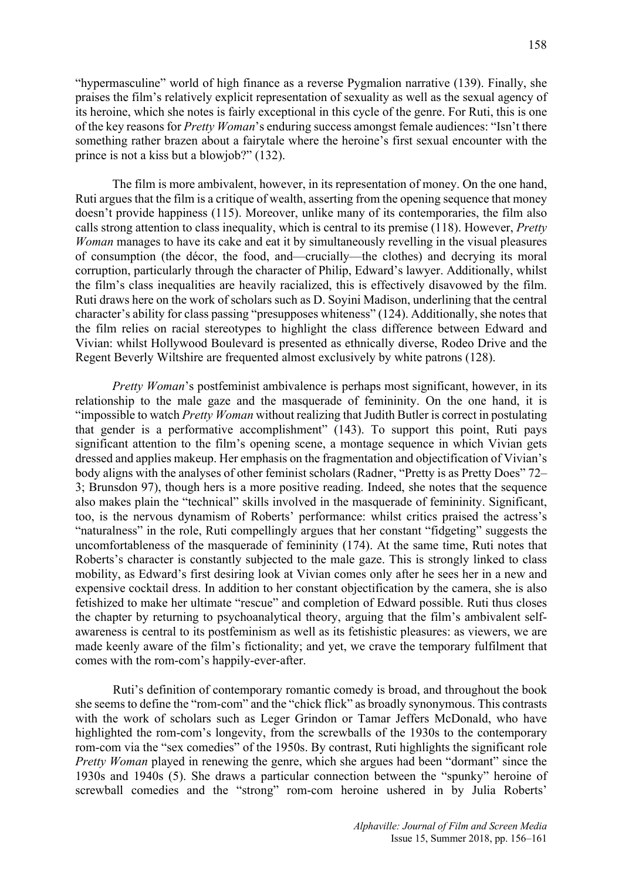"hypermasculine" world of high finance as a reverse Pygmalion narrative (139). Finally, she praises the film's relatively explicit representation of sexuality as well as the sexual agency of its heroine, which she notes is fairly exceptional in this cycle of the genre. For Ruti, this is one of the key reasons for *Pretty Woman*'s enduring success amongst female audiences: "Isn't there something rather brazen about a fairytale where the heroine's first sexual encounter with the prince is not a kiss but a blowjob?" (132).

The film is more ambivalent, however, in its representation of money. On the one hand, Ruti argues that the film is a critique of wealth, asserting from the opening sequence that money doesn't provide happiness (115). Moreover, unlike many of its contemporaries, the film also calls strong attention to class inequality, which is central to its premise (118). However, *Pretty Woman* manages to have its cake and eat it by simultaneously revelling in the visual pleasures of consumption (the décor, the food, and—crucially—the clothes) and decrying its moral corruption, particularly through the character of Philip, Edward's lawyer. Additionally, whilst the film's class inequalities are heavily racialized, this is effectively disavowed by the film. Ruti draws here on the work of scholars such as D. Soyini Madison, underlining that the central character's ability for class passing "presupposes whiteness" (124). Additionally, she notes that the film relies on racial stereotypes to highlight the class difference between Edward and Vivian: whilst Hollywood Boulevard is presented as ethnically diverse, Rodeo Drive and the Regent Beverly Wiltshire are frequented almost exclusively by white patrons (128).

*Pretty Woman*'s postfeminist ambivalence is perhaps most significant, however, in its relationship to the male gaze and the masquerade of femininity. On the one hand, it is "impossible to watch *Pretty Woman* without realizing that Judith Butler is correct in postulating that gender is a performative accomplishment" (143). To support this point, Ruti pays significant attention to the film's opening scene, a montage sequence in which Vivian gets dressed and applies makeup. Her emphasis on the fragmentation and objectification of Vivian's body aligns with the analyses of other feminist scholars (Radner, "Pretty is as Pretty Does" 72–3; Brunsdon 97), though hers is a more positive reading. Indeed, she notes that the sequence also makes plain the "technical" skills involved in the masquerade of femininity. Significant, too, is the nervous dynamism of Roberts' performance: whilst critics praised the actress's "naturalness" in the role, Ruti compellingly argues that her constant "fidgeting" suggests the uncomfortableness of the masquerade of femininity (174). At the same time, Ruti notes that Roberts's character is constantly subjected to the male gaze. This is strongly linked to class mobility, as Edward's first desiring look at Vivian comes only after he sees her in a new and expensive cocktail dress. In addition to her constant objectification by the camera, she is also fetishized to make her ultimate "rescue" and completion of Edward possible. Ruti thus closes the chapter by returning to psychoanalytical theory, arguing that the film's ambivalent self-awareness is central to its postfeminism as well as its fetishistic pleasures: as viewers, we are made keenly aware of the film's fictionality; and yet, we crave the temporary fulfilment that comes with the rom-com's happily-ever-after.

Ruti's definition of contemporary romantic comedy is broad, and throughout the book she seems to define the "rom-com" and the "chick flick" as broadly synonymous. This contrasts with the work of scholars such as Leger Grindon or Tamar Jeffers McDonald, who have highlighted the rom-com's longevity, from the screwballs of the 1930s to the contemporary rom-com via the "sex comedies" of the 1950s. By contrast, Ruti highlights the significant role *Pretty Woman* played in renewing the genre, which she argues had been "dormant" since the 1930s and 1940s (5). She draws a particular connection between the "spunky" heroine of screwball comedies and the "strong" rom-com heroine ushered in by Julia Roberts'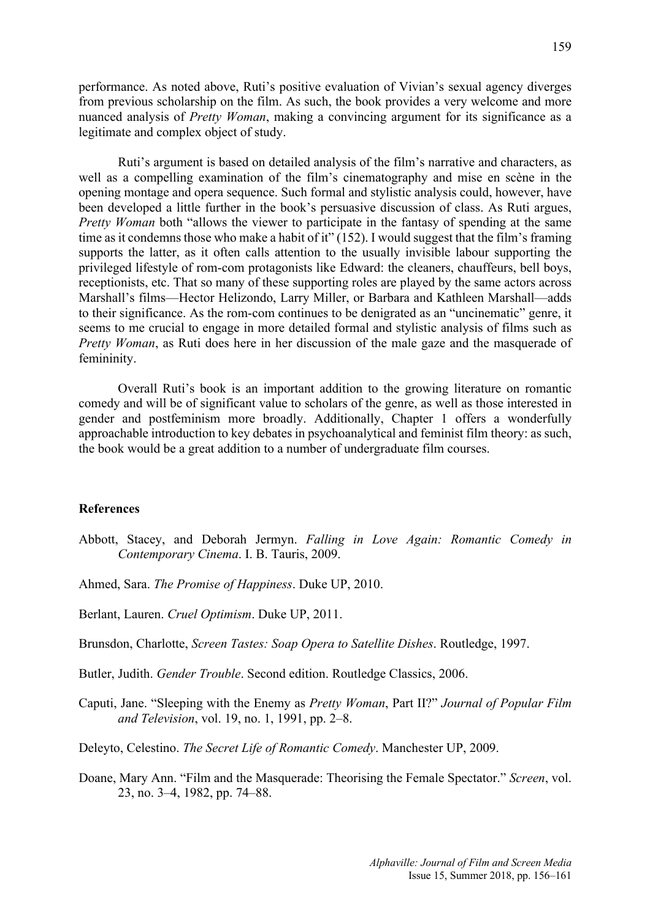performance. As noted above, Ruti's positive evaluation of Vivian's sexual agency diverges from previous scholarship on the film. As such, the book provides a very welcome and more nuanced analysis of *Pretty Woman*, making a convincing argument for its significance as a legitimate and complex object of study.

Ruti's argument is based on detailed analysis of the film's narrative and characters, as well as a compelling examination of the film's cinematography and mise en scène in the opening montage and opera sequence. Such formal and stylistic analysis could, however, have been developed a little further in the book's persuasive discussion of class. As Ruti argues, *Pretty Woman* both "allows the viewer to participate in the fantasy of spending at the same time as it condemns those who make a habit of it" (152). I would suggest that the film's framing supports the latter, as it often calls attention to the usually invisible labour supporting the privileged lifestyle of rom-com protagonists like Edward: the cleaners, chauffeurs, bell boys, receptionists, etc. That so many of these supporting roles are played by the same actors across Marshall's films—Hector Helizondo, Larry Miller, or Barbara and Kathleen Marshall—adds to their significance. As the rom-com continues to be denigrated as an "uncinematic" genre, it seems to me crucial to engage in more detailed formal and stylistic analysis of films such as *Pretty Woman*, as Ruti does here in her discussion of the male gaze and the masquerade of femininity.

Overall Ruti's book is an important addition to the growing literature on romantic comedy and will be of significant value to scholars of the genre, as well as those interested in gender and postfeminism more broadly. Additionally, Chapter 1 offers a wonderfully approachable introduction to key debates in psychoanalytical and feminist film theory: as such, the book would be a great addition to a number of undergraduate film courses.

**References**

Abbott, Stacey, and Deborah Jermyn. *Falling in Love Again: Romantic Comedy in Contemporary Cinema*. I. B. Tauris, 2009.

Ahmed, Sara. *The Promise of Happiness*. Duke UP, 2010.

Berlant, Lauren. *Cruel Optimism*. Duke UP, 2011.

Brunsdon, Charlotte, *Screen Tastes: Soap Opera to Satellite Dishes*. Routledge, 1997.

Butler, Judith. *Gender Trouble*. Second edition. Routledge Classics, 2006.

Caputi, Jane. "Sleeping with the Enemy as *Pretty Woman*, Part II?" *Journal of Popular Film and Television*, vol. 19, no. 1, 1991, pp. 2–8.

Deleyto, Celestino. *The Secret Life of Romantic Comedy*. Manchester UP, 2009.

Doane, Mary Ann. "Film and the Masquerade: Theorising the Female Spectator." *Screen*, vol. 23, no. 3–4, 1982, pp. 74–88.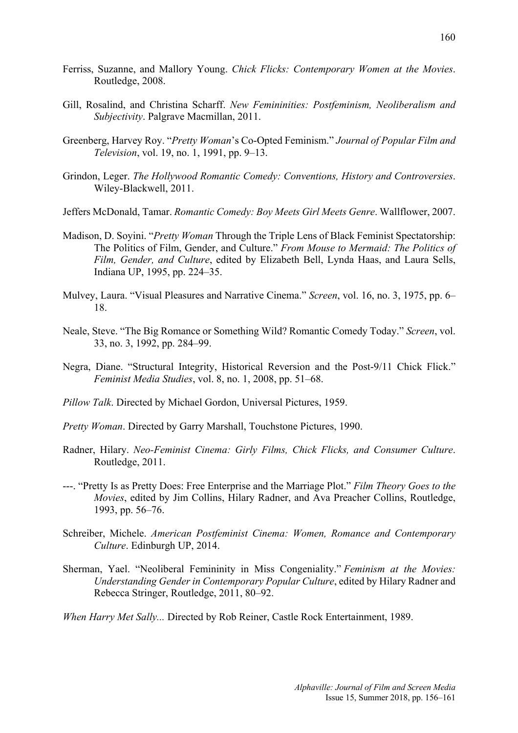Ferriss, Suzanne, and Mallory Young. *Chick Flicks: Contemporary Women at the Movies*. Routledge, 2008.

Gill, Rosalind, and Christina Scharff. *New Femininities: Postfeminism, Neoliberalism and Subjectivity*. Palgrave Macmillan, 2011.

Greenberg, Harvey Roy. "*Pretty Woman*'s Co-Opted Feminism." *Journal of Popular Film and Television*, vol. 19, no. 1, 1991, pp. 9–13.

Grindon, Leger. *The Hollywood Romantic Comedy: Conventions, History and Controversies*. Wiley-Blackwell, 2011.

Jeffers McDonald, Tamar. *Romantic Comedy: Boy Meets Girl Meets Genre*. Wallflower, 2007.

Madison, D. Soyini. "*Pretty Woman* Through the Triple Lens of Black Feminist Spectatorship: The Politics of Film, Gender, and Culture." *From Mouse to Mermaid: The Politics of Film, Gender, and Culture*, edited by Elizabeth Bell, Lynda Haas, and Laura Sells, Indiana UP, 1995, pp. 224–35.

Mulvey, Laura. "Visual Pleasures and Narrative Cinema." *Screen*, vol. 16, no. 3, 1975, pp. 6–18.

Neale, Steve. "The Big Romance or Something Wild? Romantic Comedy Today." *Screen*, vol. 33, no. 3, 1992, pp. 284–99.

Negra, Diane. "Structural Integrity, Historical Reversion and the Post-9/11 Chick Flick." *Feminist Media Studies*, vol. 8, no. 1, 2008, pp. 51–68.

*Pillow Talk*. Directed by Michael Gordon, Universal Pictures, 1959.

*Pretty Woman*. Directed by Garry Marshall, Touchstone Pictures, 1990.

Radner, Hilary. *Neo-Feminist Cinema: Girly Films, Chick Flicks, and Consumer Culture*. Routledge, 2011.

---. "Pretty Is as Pretty Does: Free Enterprise and the Marriage Plot." *Film Theory Goes to the Movies*, edited by Jim Collins, Hilary Radner, and Ava Preacher Collins, Routledge, 1993, pp. 56–76.

Schreiber, Michele. *American Postfeminist Cinema: Women, Romance and Contemporary Culture*. Edinburgh UP, 2014.

Sherman, Yael. "Neoliberal Femininity in Miss Congeniality." *Feminism at the Movies: Understanding Gender in Contemporary Popular Culture*, edited by Hilary Radner and Rebecca Stringer, Routledge, 2011, 80–92.

*When Harry Met Sally...* Directed by Rob Reiner, Castle Rock Entertainment, 1989.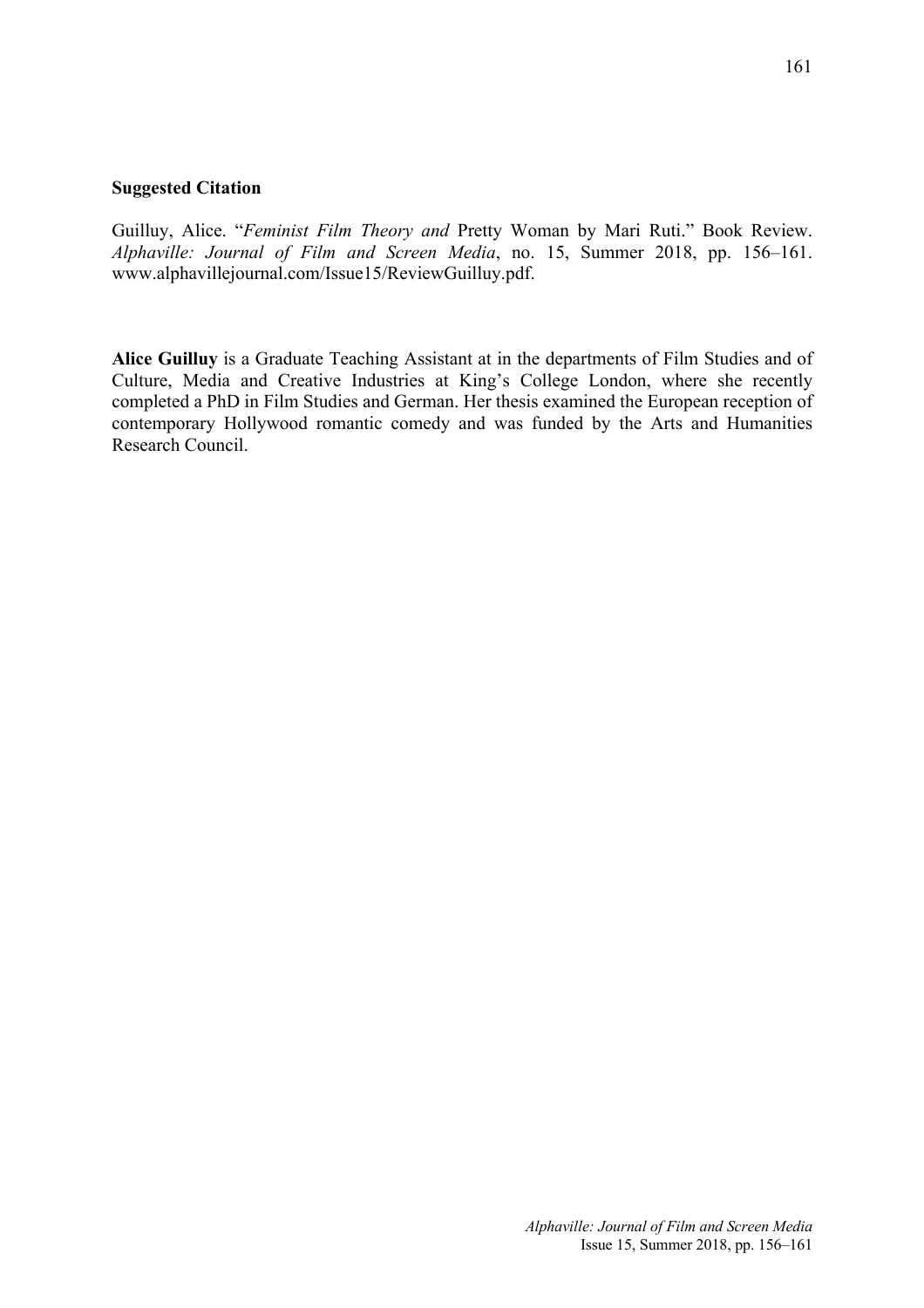**Suggested Citation**

Guilluy, Alice. "*Feminist Film Theory and* Pretty Woman by Mari Ruti." Book Review. *Alphaville: Journal of Film and Screen Media*, no. 15, Summer 2018, pp. 156–161. www.alphavillejournal.com/Issue15/ReviewGuilluy.pdf.

**Alice Guilluy** is a Graduate Teaching Assistant at in the departments of Film Studies and of Culture, Media and Creative Industries at King's College London, where she recently completed a PhD in Film Studies and German. Her thesis examined the European reception of contemporary Hollywood romantic comedy and was funded by the Arts and Humanities Research Council.